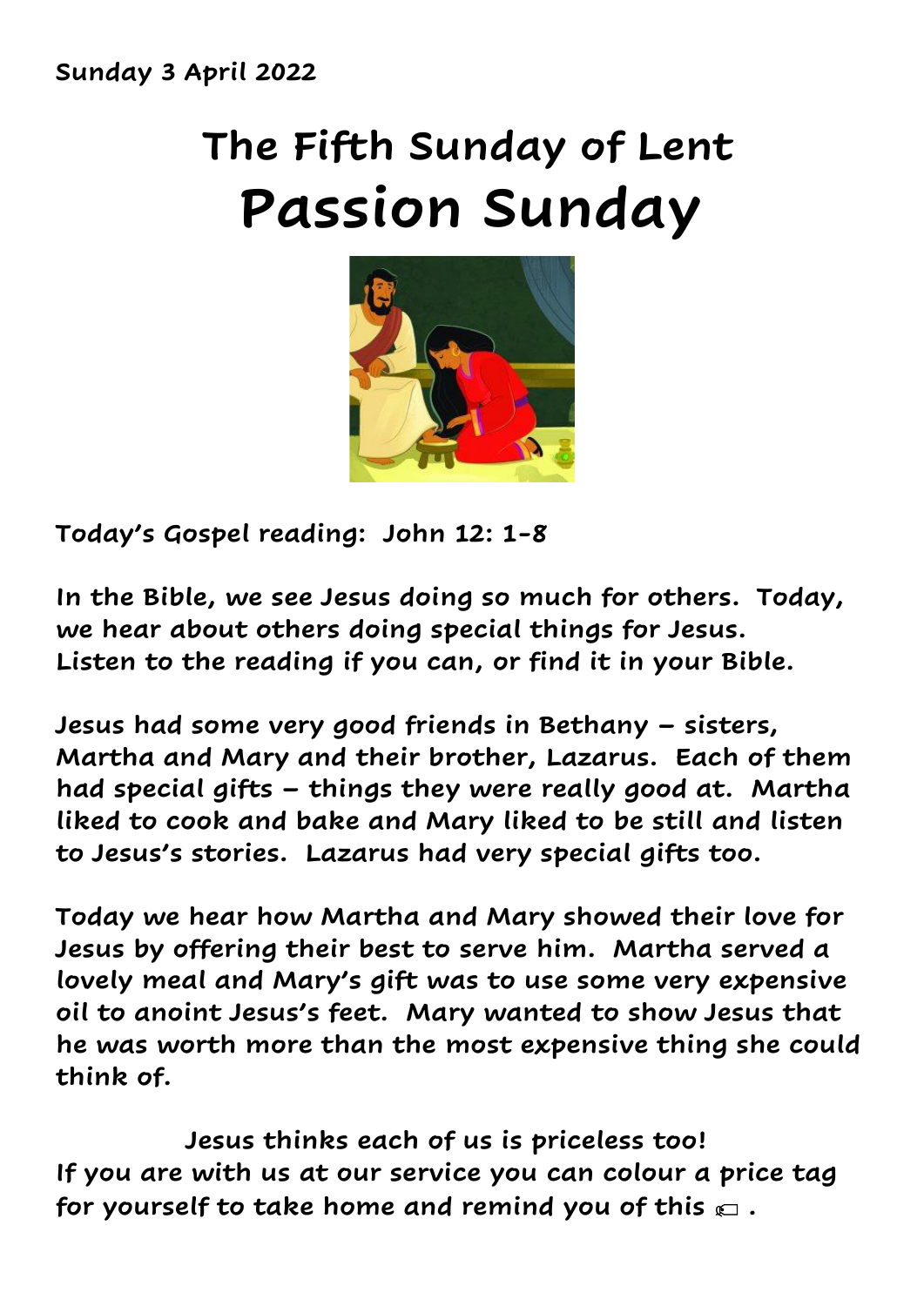**Sunday 3 April 2022**

# The Fifth Sunday of Lent
# Passion Sunday

**Today's Gospel reading: John 12: 1-8**

**In the Bible, we see Jesus doing so much for others. Today, we hear about others doing special things for Jesus. Listen to the reading if you can, or find it in your Bible.**

**Jesus had some very good friends in Bethany – sisters, Martha and Mary and their brother, Lazarus. Each of them had special gifts – things they were really good at. Martha liked to cook and bake and Mary liked to be still and listen to Jesus's stories. Lazarus had very special gifts too.**

**Today we hear how Martha and Mary showed their love for Jesus by offering their best to serve him. Martha served a lovely meal and Mary's gift was to use some very expensive oil to anoint Jesus's feet. Mary wanted to show Jesus that he was worth more than the most expensive thing she could think of.**

**Jesus thinks each of us is priceless too!**
**If you are with us at our service you can colour a price tag for yourself to take home and remind you of this 🏷 .**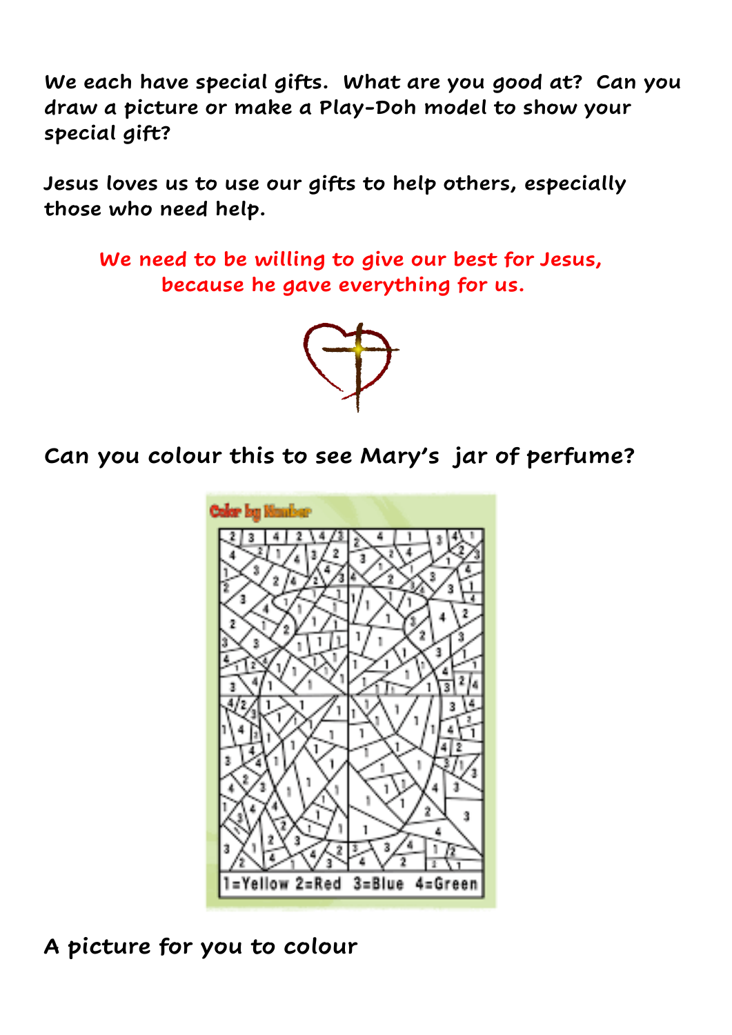**We each have special gifts. What are you good at? Can you draw a picture or make a Play-Doh model to show your special gift?**

**Jesus loves us to use our gifts to help others, especially those who need help.**

**We need to be willing to give our best for Jesus, because he gave everything for us.**

## Can you colour this to see Mary's jar of perfume?

Color by Number

1=Yellow 2=Red 3=Blue 4=Green

## A picture for you to colour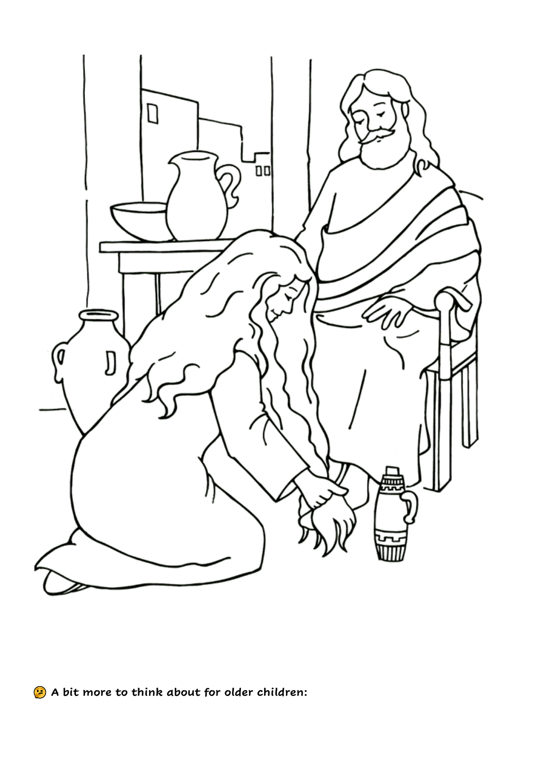🤔 **A bit more to think about for older children:**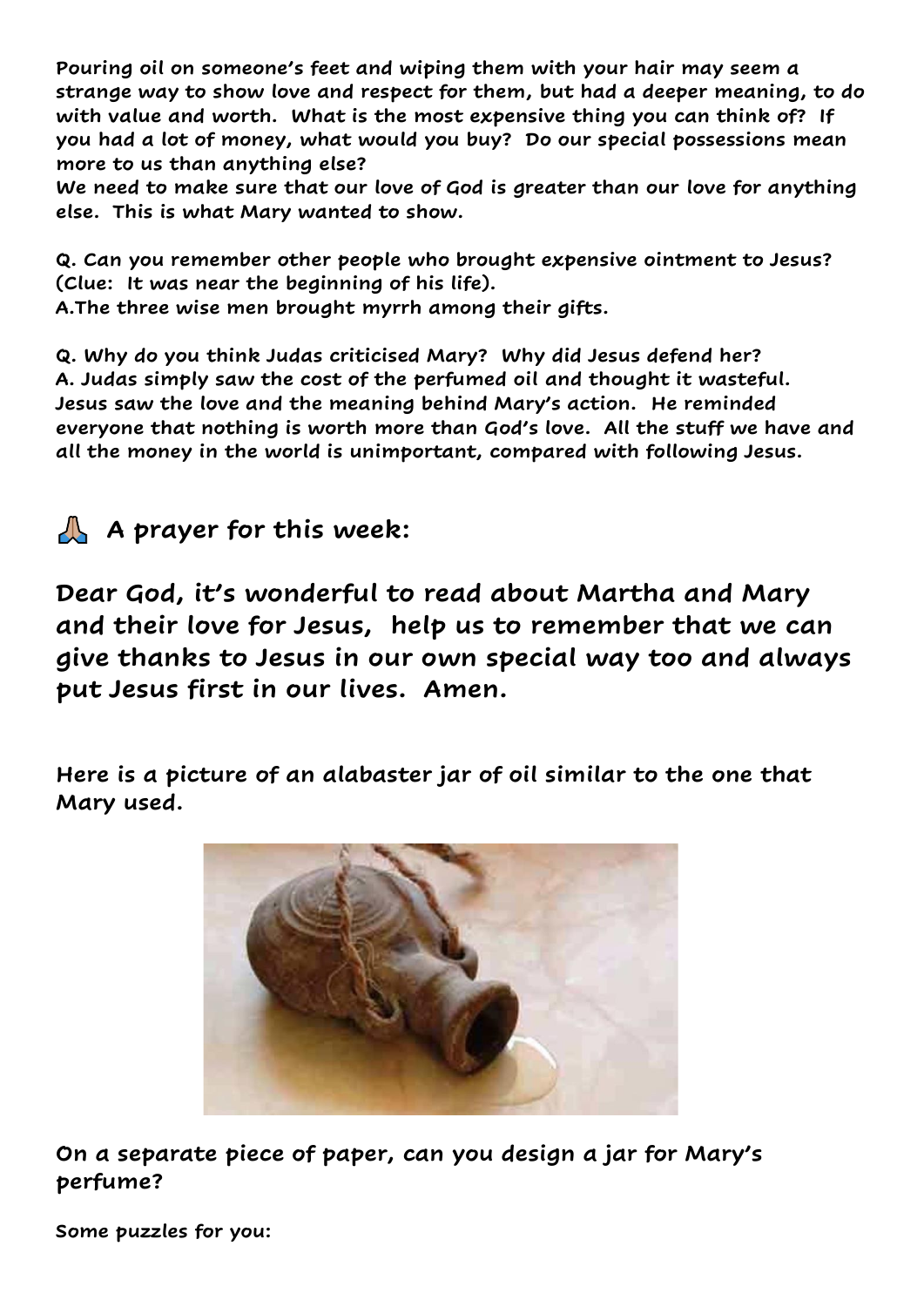**Pouring oil on someone's feet and wiping them with your hair may seem a strange way to show love and respect for them, but had a deeper meaning, to do with value and worth. What is the most expensive thing you can think of? If you had a lot of money, what would you buy? Do our special possessions mean more to us than anything else?**
**We need to make sure that our love of God is greater than our love for anything else. This is what Mary wanted to show.**

**Q. Can you remember other people who brought expensive ointment to Jesus? (Clue: It was near the beginning of his life).**
**A.The three wise men brought myrrh among their gifts.**

**Q. Why do you think Judas criticised Mary? Why did Jesus defend her?**
**A. Judas simply saw the cost of the perfumed oil and thought it wasteful. Jesus saw the love and the meaning behind Mary's action. He reminded everyone that nothing is worth more than God's love. All the stuff we have and all the money in the world is unimportant, compared with following Jesus.**

## 🙏 A prayer for this week:

**Dear God, it's wonderful to read about Martha and Mary and their love for Jesus, help us to remember that we can give thanks to Jesus in our own special way too and always put Jesus first in our lives. Amen.**

**Here is a picture of an alabaster jar of oil similar to the one that Mary used.**

**On a separate piece of paper, can you design a jar for Mary's perfume?**

**Some puzzles for you:**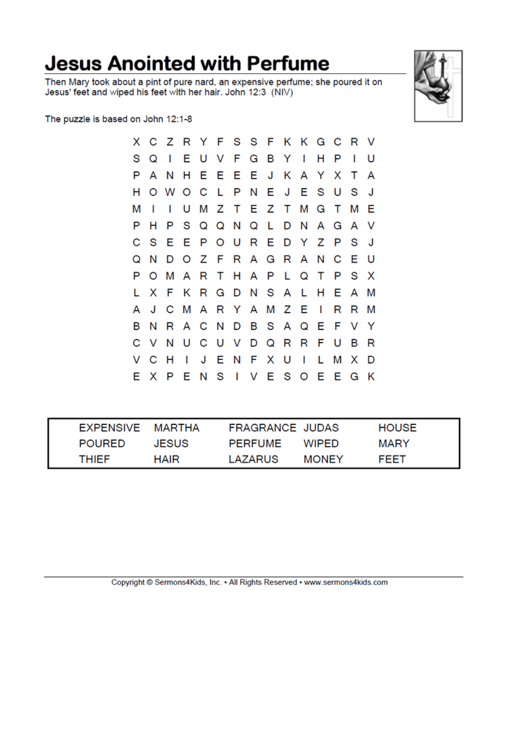# Jesus Anointed with Perfume

Then Mary took about a pint of pure nard, an expensive perfume; she poured it on Jesus' feet and wiped his feet with her hair. John 12:3 (NIV)

The puzzle is based on John 12:1-8

```
X C Z R Y F S S F K K G C R V
S Q I E U V F G B Y I H P I U
P A N H E E E E J K A Y X T A
H O W O C L P N E J E S U S J
M I I U M Z T E Z T M G T M E
P H P S Q Q N Q L D N A G A V
C S E E P O U R E D Y Z P S J
Q N D O Z F R A G R A N C E U
P O M A R T H A P L Q T P S X
L X F K R G D N S A L H E A M
A J C M A R Y A M Z E I R R M
B N R A C N D B S A Q E F V Y
C V N U C U V D Q R R F U B R
V C H I J E N F X U I L M X D
E X P E N S I V E S O E E G K
```

| EXPENSIVE | MARTHA | FRAGRANCE | JUDAS | HOUSE |
|---|---|---|---|---|
| POURED | JESUS | PERFUME | WIPED | MARY |
| THIEF | HAIR | LAZARUS | MONEY | FEET |

Copyright © Sermons4Kids, Inc. • All Rights Reserved • www.sermons4kids.com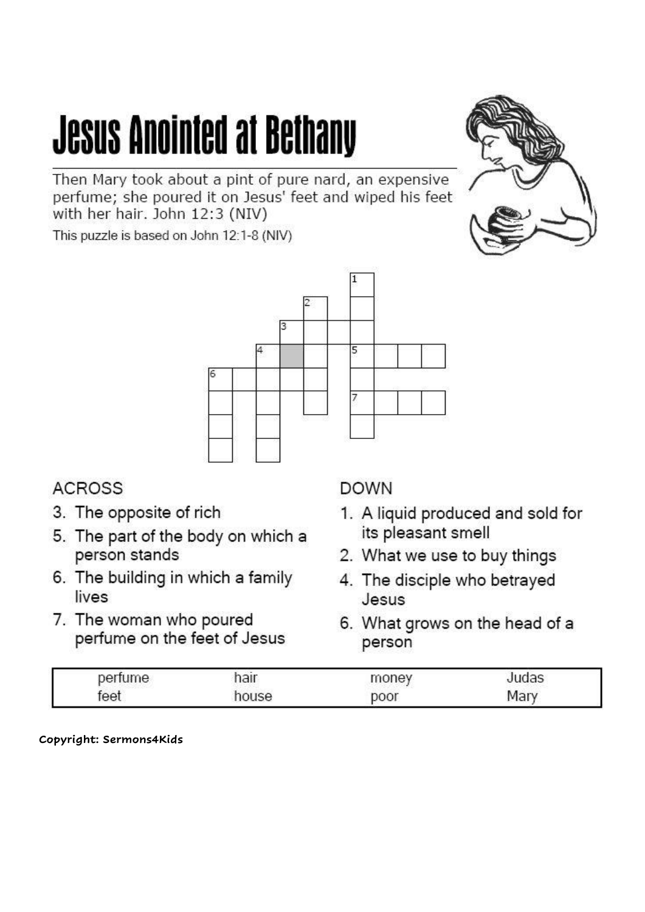# Jesus Anointed at Bethany

Then Mary took about a pint of pure nard, an expensive perfume; she poured it on Jesus' feet and wiped his feet with her hair. John 12:3 (NIV)

This puzzle is based on John 12:1-8 (NIV)

ACROSS

3. The opposite of rich
5. The part of the body on which a person stands
6. The building in which a family lives
7. The woman who poured perfume on the feet of Jesus

DOWN

1. A liquid produced and sold for its pleasant smell
2. What we use to buy things
4. The disciple who betrayed Jesus
6. What grows on the head of a person

| | | | |
|---|---|---|---|
| perfume | hair | money | Judas |
| feet | house | poor | Mary |

**Copyright: Sermons4Kids**